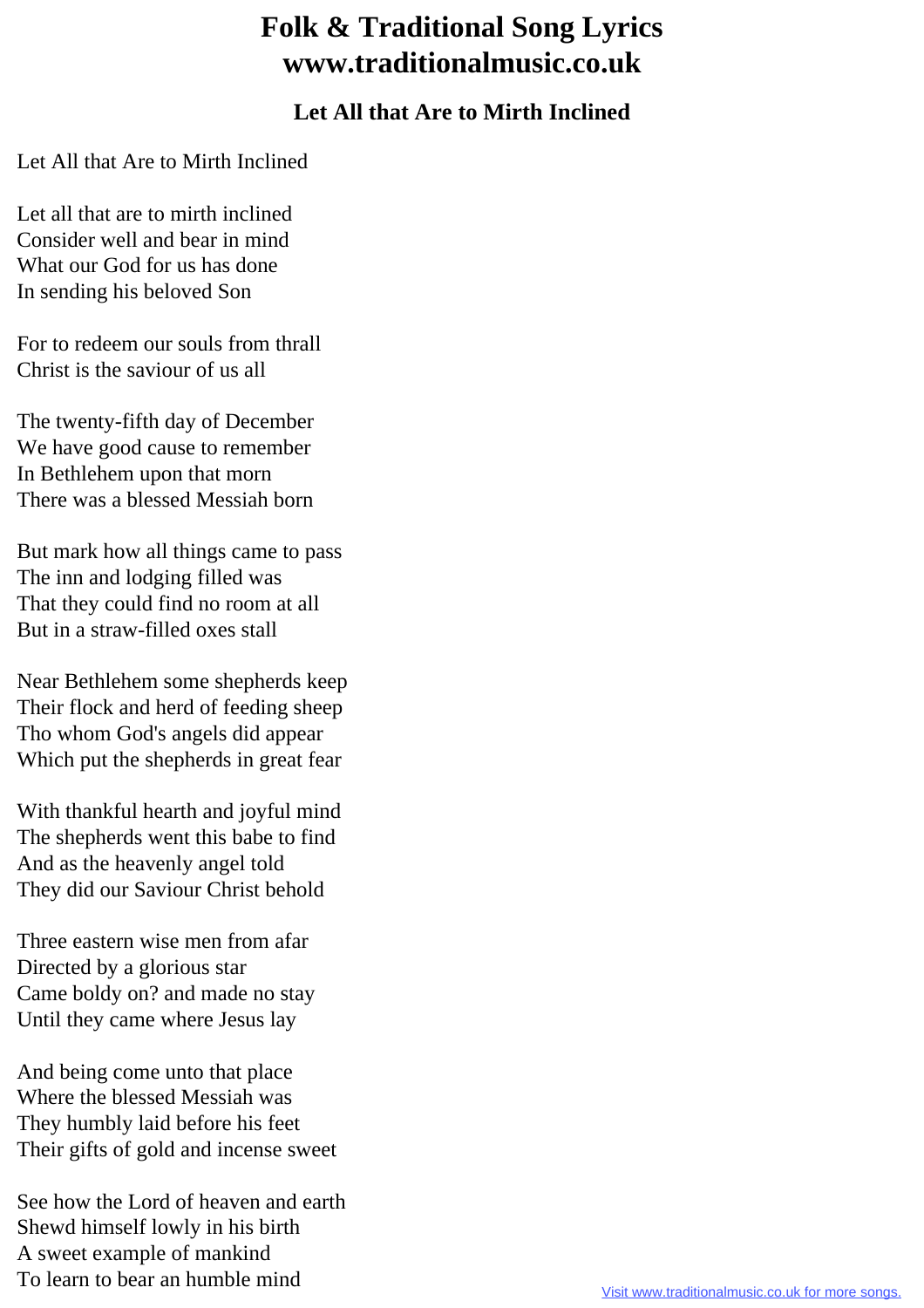# Folk & Traditional Song Lyrics
# www.traditionalmusic.co.uk

## Let All that Are to Mirth Inclined

Let All that Are to Mirth Inclined

Let all that are to mirth inclined
Consider well and bear in mind
What our God for us has done
In sending his beloved Son

For to redeem our souls from thrall
Christ is the saviour of us all

The twenty-fifth day of December
We have good cause to remember
In Bethlehem upon that morn
There was a blessed Messiah born

But mark how all things came to pass
The inn and lodging filled was
That they could find no room at all
But in a straw-filled oxes stall

Near Bethlehem some shepherds keep
Their flock and herd of feeding sheep
Tho whom God's angels did appear
Which put the shepherds in great fear

With thankful hearth and joyful mind
The shepherds went this babe to find
And as the heavenly angel told
They did our Saviour Christ behold

Three eastern wise men from afar
Directed by a glorious star
Came boldy on? and made no stay
Until they came where Jesus lay

And being come unto that place
Where the blessed Messiah was
They humbly laid before his feet
Their gifts of gold and incense sweet

See how the Lord of heaven and earth
Shewd himself lowly in his birth
A sweet example of mankind
To learn to bear an humble mind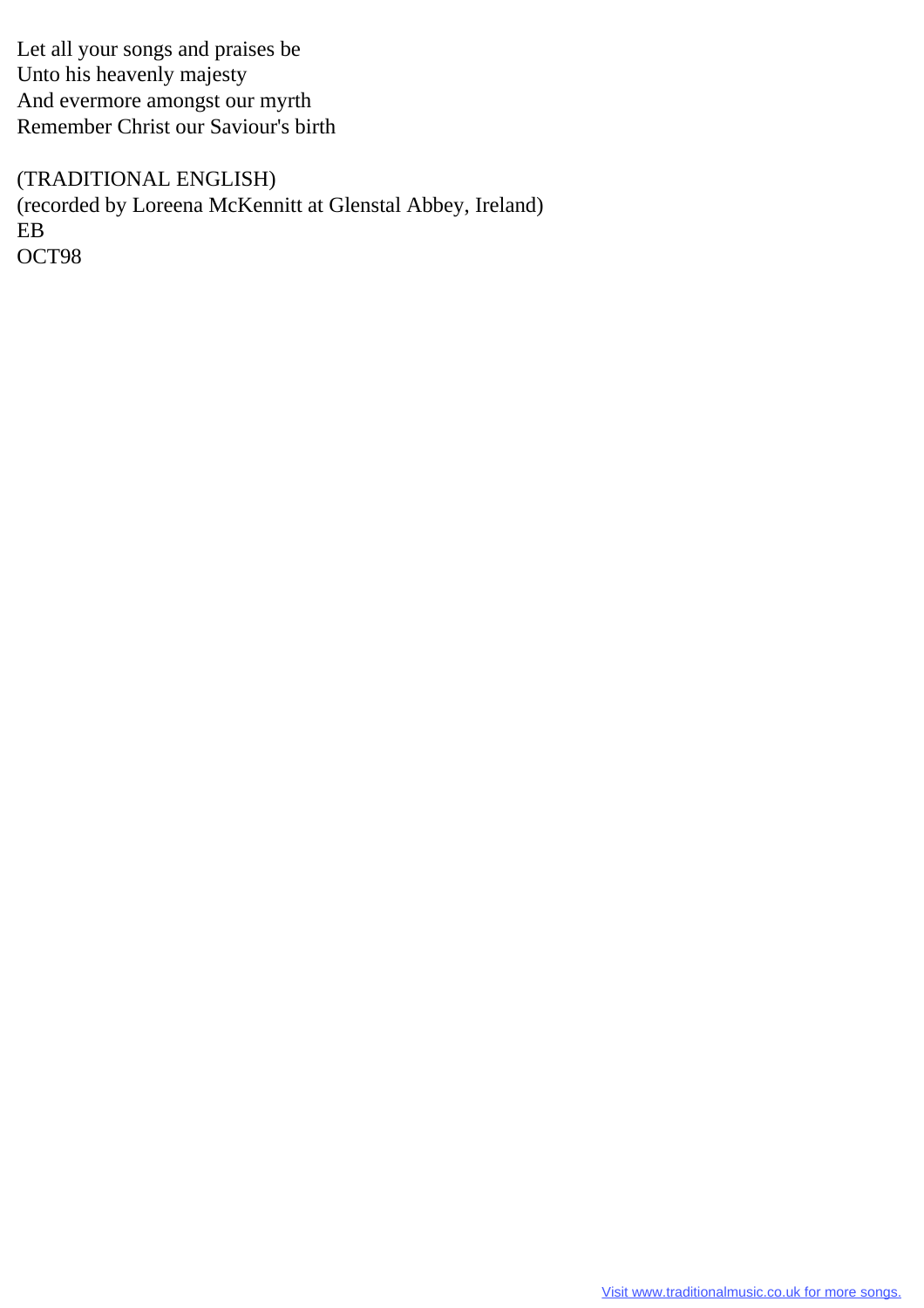Let all your songs and praises be
Unto his heavenly majesty
And evermore amongst our myrth
Remember Christ our Saviour's birth

(TRADITIONAL ENGLISH)
(recorded by Loreena McKennitt at Glenstal Abbey, Ireland)
EB
OCT98